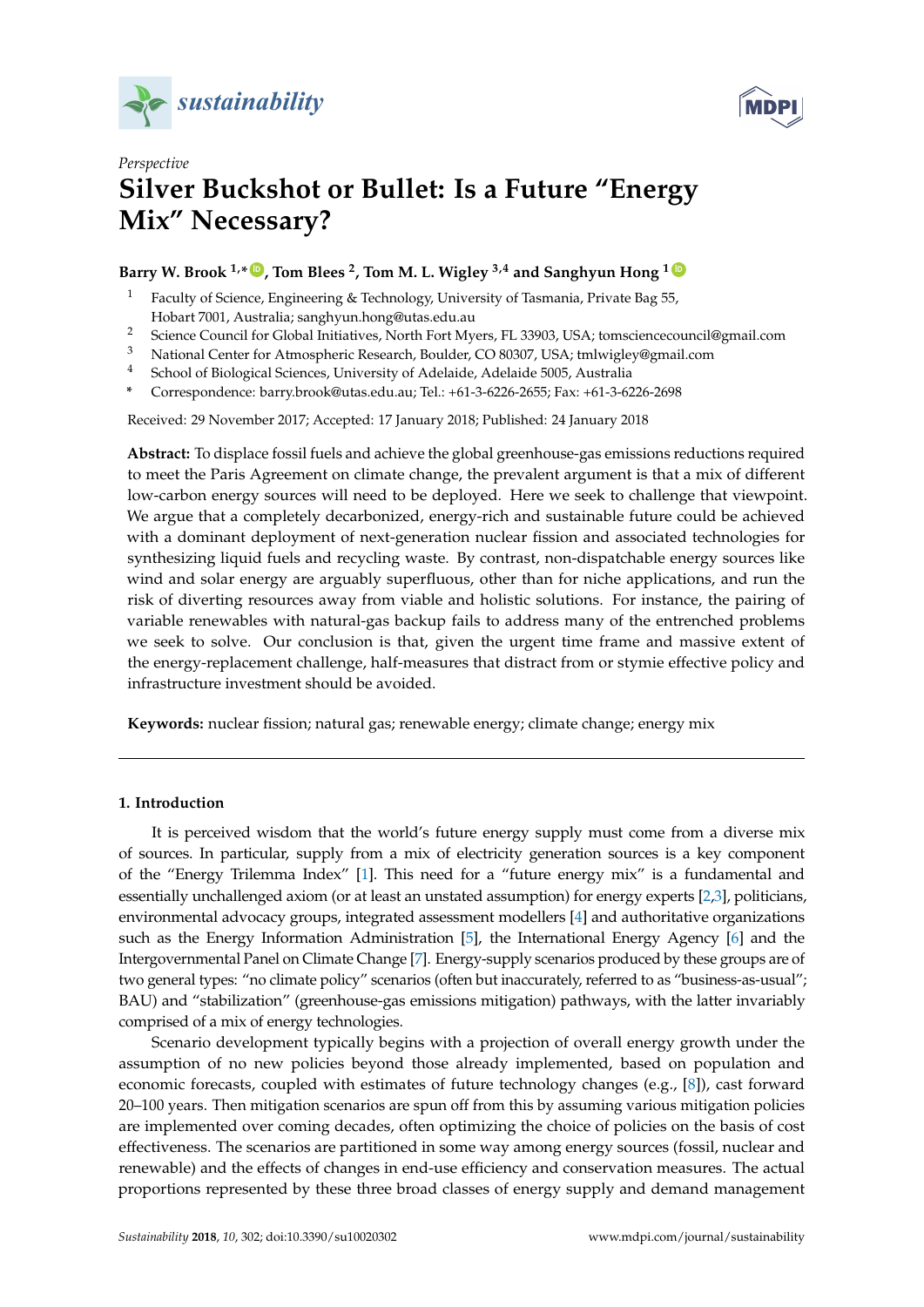*Perspective*

# Silver Buckshot or Bullet: Is a Future "Energy Mix" Necessary?

**Barry W. Brook [1,*], Tom Blees [2], Tom M. L. Wigley [3,4] and Sanghyun Hong [1]**

[1] Faculty of Science, Engineering & Technology, University of Tasmania, Private Bag 55, Hobart 7001, Australia; sanghyun.hong@utas.edu.au
[2] Science Council for Global Initiatives, North Fort Myers, FL 33903, USA; tomsciencecouncil@gmail.com
[3] National Center for Atmospheric Research, Boulder, CO 80307, USA; tmlwigley@gmail.com
[4] School of Biological Sciences, University of Adelaide, Adelaide 5005, Australia
[*] Correspondence: barry.brook@utas.edu.au; Tel.: +61-3-6226-2655; Fax: +61-3-6226-2698

Received: 29 November 2017; Accepted: 17 January 2018; Published: 24 January 2018

**Abstract:** To displace fossil fuels and achieve the global greenhouse-gas emissions reductions required to meet the Paris Agreement on climate change, the prevalent argument is that a mix of different low-carbon energy sources will need to be deployed. Here we seek to challenge that viewpoint. We argue that a completely decarbonized, energy-rich and sustainable future could be achieved with a dominant deployment of next-generation nuclear fission and associated technologies for synthesizing liquid fuels and recycling waste. By contrast, non-dispatchable energy sources like wind and solar energy are arguably superfluous, other than for niche applications, and run the risk of diverting resources away from viable and holistic solutions. For instance, the pairing of variable renewables with natural-gas backup fails to address many of the entrenched problems we seek to solve. Our conclusion is that, given the urgent time frame and massive extent of the energy-replacement challenge, half-measures that distract from or stymie effective policy and infrastructure investment should be avoided.

**Keywords:** nuclear fission; natural gas; renewable energy; climate change; energy mix

## 1. Introduction

It is perceived wisdom that the world's future energy supply must come from a diverse mix of sources. In particular, supply from a mix of electricity generation sources is a key component of the "Energy Trilemma Index" [1]. This need for a "future energy mix" is a fundamental and essentially unchallenged axiom (or at least an unstated assumption) for energy experts [2,3], politicians, environmental advocacy groups, integrated assessment modellers [4] and authoritative organizations such as the Energy Information Administration [5], the International Energy Agency [6] and the Intergovernmental Panel on Climate Change [7]. Energy-supply scenarios produced by these groups are of two general types: "no climate policy" scenarios (often but inaccurately, referred to as "business-as-usual"; BAU) and "stabilization" (greenhouse-gas emissions mitigation) pathways, with the latter invariably comprised of a mix of energy technologies.

Scenario development typically begins with a projection of overall energy growth under the assumption of no new policies beyond those already implemented, based on population and economic forecasts, coupled with estimates of future technology changes (e.g., [8]), cast forward 20–100 years. Then mitigation scenarios are spun off from this by assuming various mitigation policies are implemented over coming decades, often optimizing the choice of policies on the basis of cost effectiveness. The scenarios are partitioned in some way among energy sources (fossil, nuclear and renewable) and the effects of changes in end-use efficiency and conservation measures. The actual proportions represented by these three broad classes of energy supply and demand management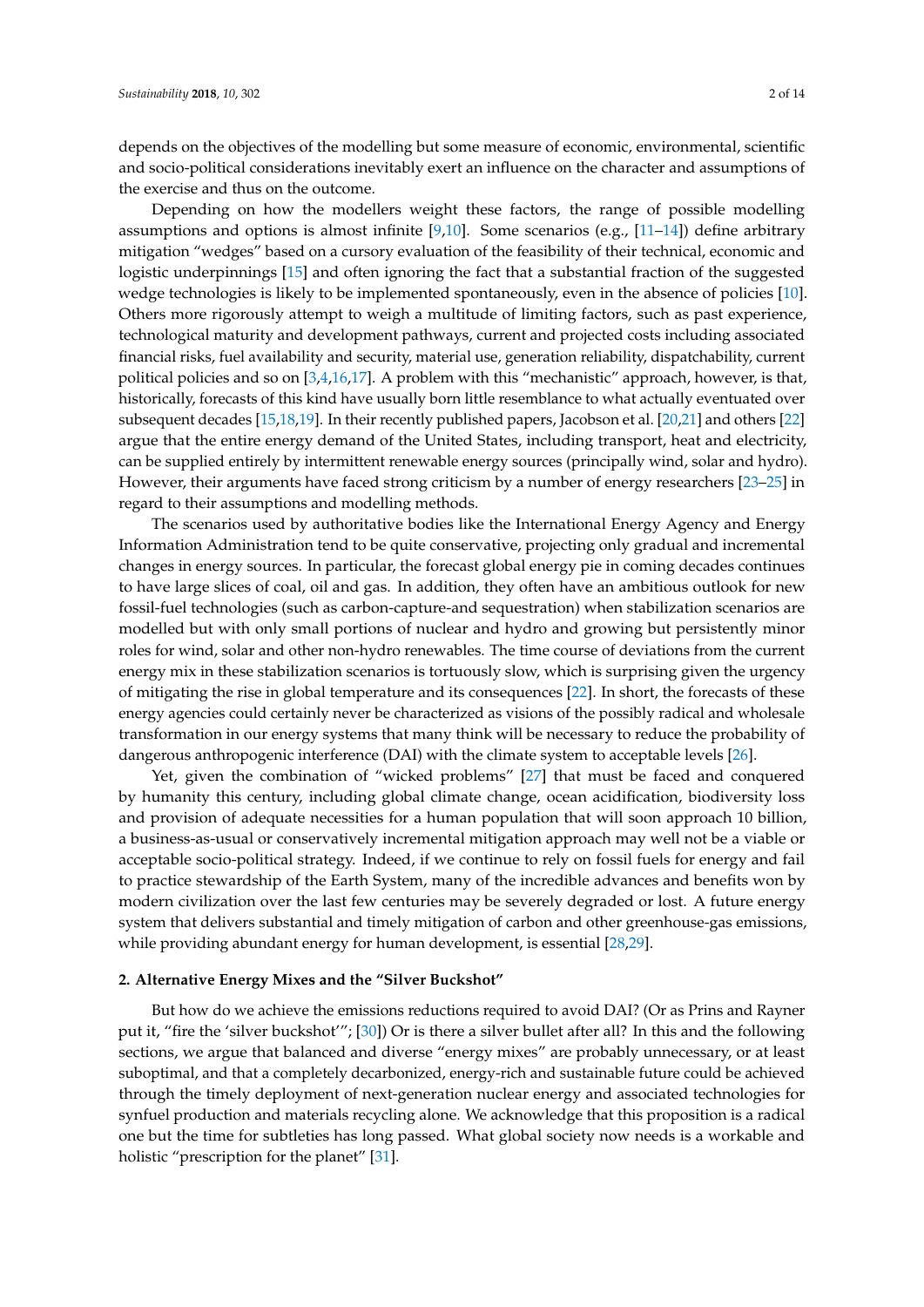depends on the objectives of the modelling but some measure of economic, environmental, scientific and socio-political considerations inevitably exert an influence on the character and assumptions of the exercise and thus on the outcome.

Depending on how the modellers weight these factors, the range of possible modelling assumptions and options is almost infinite [9,10]. Some scenarios (e.g., [11–14]) define arbitrary mitigation "wedges" based on a cursory evaluation of the feasibility of their technical, economic and logistic underpinnings [15] and often ignoring the fact that a substantial fraction of the suggested wedge technologies is likely to be implemented spontaneously, even in the absence of policies [10]. Others more rigorously attempt to weigh a multitude of limiting factors, such as past experience, technological maturity and development pathways, current and projected costs including associated financial risks, fuel availability and security, material use, generation reliability, dispatchability, current political policies and so on [3,4,16,17]. A problem with this "mechanistic" approach, however, is that, historically, forecasts of this kind have usually born little resemblance to what actually eventuated over subsequent decades [15,18,19]. In their recently published papers, Jacobson et al. [20,21] and others [22] argue that the entire energy demand of the United States, including transport, heat and electricity, can be supplied entirely by intermittent renewable energy sources (principally wind, solar and hydro). However, their arguments have faced strong criticism by a number of energy researchers [23–25] in regard to their assumptions and modelling methods.

The scenarios used by authoritative bodies like the International Energy Agency and Energy Information Administration tend to be quite conservative, projecting only gradual and incremental changes in energy sources. In particular, the forecast global energy pie in coming decades continues to have large slices of coal, oil and gas. In addition, they often have an ambitious outlook for new fossil-fuel technologies (such as carbon-capture-and sequestration) when stabilization scenarios are modelled but with only small portions of nuclear and hydro and growing but persistently minor roles for wind, solar and other non-hydro renewables. The time course of deviations from the current energy mix in these stabilization scenarios is tortuously slow, which is surprising given the urgency of mitigating the rise in global temperature and its consequences [22]. In short, the forecasts of these energy agencies could certainly never be characterized as visions of the possibly radical and wholesale transformation in our energy systems that many think will be necessary to reduce the probability of dangerous anthropogenic interference (DAI) with the climate system to acceptable levels [26].

Yet, given the combination of "wicked problems" [27] that must be faced and conquered by humanity this century, including global climate change, ocean acidification, biodiversity loss and provision of adequate necessities for a human population that will soon approach 10 billion, a business-as-usual or conservatively incremental mitigation approach may well not be a viable or acceptable socio-political strategy. Indeed, if we continue to rely on fossil fuels for energy and fail to practice stewardship of the Earth System, many of the incredible advances and benefits won by modern civilization over the last few centuries may be severely degraded or lost. A future energy system that delivers substantial and timely mitigation of carbon and other greenhouse-gas emissions, while providing abundant energy for human development, is essential [28,29].

## 2. Alternative Energy Mixes and the "Silver Buckshot"

But how do we achieve the emissions reductions required to avoid DAI? (Or as Prins and Rayner put it, "fire the 'silver buckshot'"; [30]) Or is there a silver bullet after all? In this and the following sections, we argue that balanced and diverse "energy mixes" are probably unnecessary, or at least suboptimal, and that a completely decarbonized, energy-rich and sustainable future could be achieved through the timely deployment of next-generation nuclear energy and associated technologies for synfuel production and materials recycling alone. We acknowledge that this proposition is a radical one but the time for subtleties has long passed. What global society now needs is a workable and holistic "prescription for the planet" [31].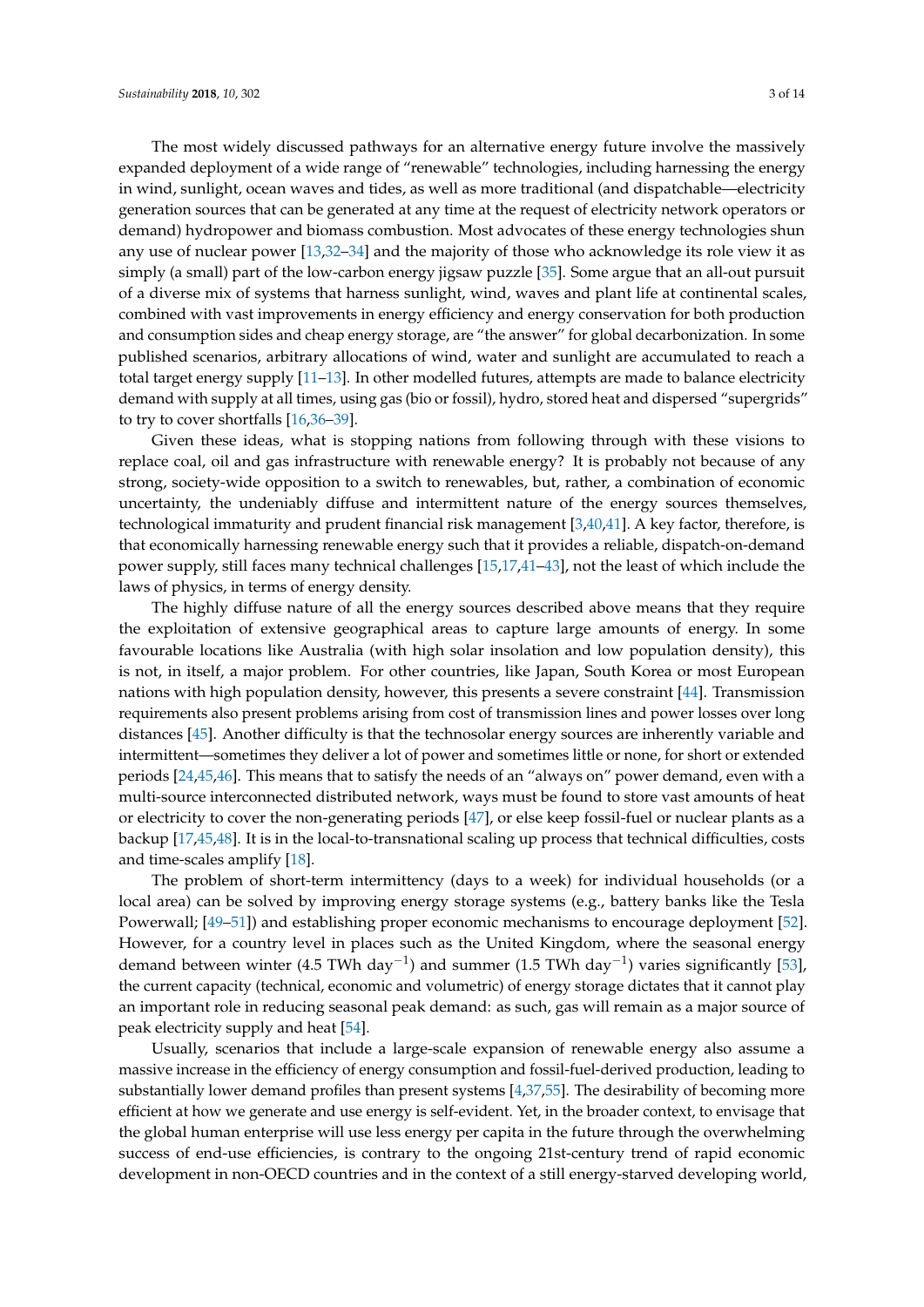The most widely discussed pathways for an alternative energy future involve the massively expanded deployment of a wide range of "renewable" technologies, including harnessing the energy in wind, sunlight, ocean waves and tides, as well as more traditional (and dispatchable—electricity generation sources that can be generated at any time at the request of electricity network operators or demand) hydropower and biomass combustion. Most advocates of these energy technologies shun any use of nuclear power [13,32–34] and the majority of those who acknowledge its role view it as simply (a small) part of the low-carbon energy jigsaw puzzle [35]. Some argue that an all-out pursuit of a diverse mix of systems that harness sunlight, wind, waves and plant life at continental scales, combined with vast improvements in energy efficiency and energy conservation for both production and consumption sides and cheap energy storage, are "the answer" for global decarbonization. In some published scenarios, arbitrary allocations of wind, water and sunlight are accumulated to reach a total target energy supply [11–13]. In other modelled futures, attempts are made to balance electricity demand with supply at all times, using gas (bio or fossil), hydro, stored heat and dispersed "supergrids" to try to cover shortfalls [16,36–39].

Given these ideas, what is stopping nations from following through with these visions to replace coal, oil and gas infrastructure with renewable energy? It is probably not because of any strong, society-wide opposition to a switch to renewables, but, rather, a combination of economic uncertainty, the undeniably diffuse and intermittent nature of the energy sources themselves, technological immaturity and prudent financial risk management [3,40,41]. A key factor, therefore, is that economically harnessing renewable energy such that it provides a reliable, dispatch-on-demand power supply, still faces many technical challenges [15,17,41–43], not the least of which include the laws of physics, in terms of energy density.

The highly diffuse nature of all the energy sources described above means that they require the exploitation of extensive geographical areas to capture large amounts of energy. In some favourable locations like Australia (with high solar insolation and low population density), this is not, in itself, a major problem. For other countries, like Japan, South Korea or most European nations with high population density, however, this presents a severe constraint [44]. Transmission requirements also present problems arising from cost of transmission lines and power losses over long distances [45]. Another difficulty is that the technosolar energy sources are inherently variable and intermittent—sometimes they deliver a lot of power and sometimes little or none, for short or extended periods [24,45,46]. This means that to satisfy the needs of an "always on" power demand, even with a multi-source interconnected distributed network, ways must be found to store vast amounts of heat or electricity to cover the non-generating periods [47], or else keep fossil-fuel or nuclear plants as a backup [17,45,48]. It is in the local-to-transnational scaling up process that technical difficulties, costs and time-scales amplify [18].

The problem of short-term intermittency (days to a week) for individual households (or a local area) can be solved by improving energy storage systems (e.g., battery banks like the Tesla Powerwall; [49–51]) and establishing proper economic mechanisms to encourage deployment [52]. However, for a country level in places such as the United Kingdom, where the seasonal energy demand between winter (4.5 TWh day$^{-1}$) and summer (1.5 TWh day$^{-1}$) varies significantly [53], the current capacity (technical, economic and volumetric) of energy storage dictates that it cannot play an important role in reducing seasonal peak demand: as such, gas will remain as a major source of peak electricity supply and heat [54].

Usually, scenarios that include a large-scale expansion of renewable energy also assume a massive increase in the efficiency of energy consumption and fossil-fuel-derived production, leading to substantially lower demand profiles than present systems [4,37,55]. The desirability of becoming more efficient at how we generate and use energy is self-evident. Yet, in the broader context, to envisage that the global human enterprise will use less energy per capita in the future through the overwhelming success of end-use efficiencies, is contrary to the ongoing 21st-century trend of rapid economic development in non-OECD countries and in the context of a still energy-starved developing world,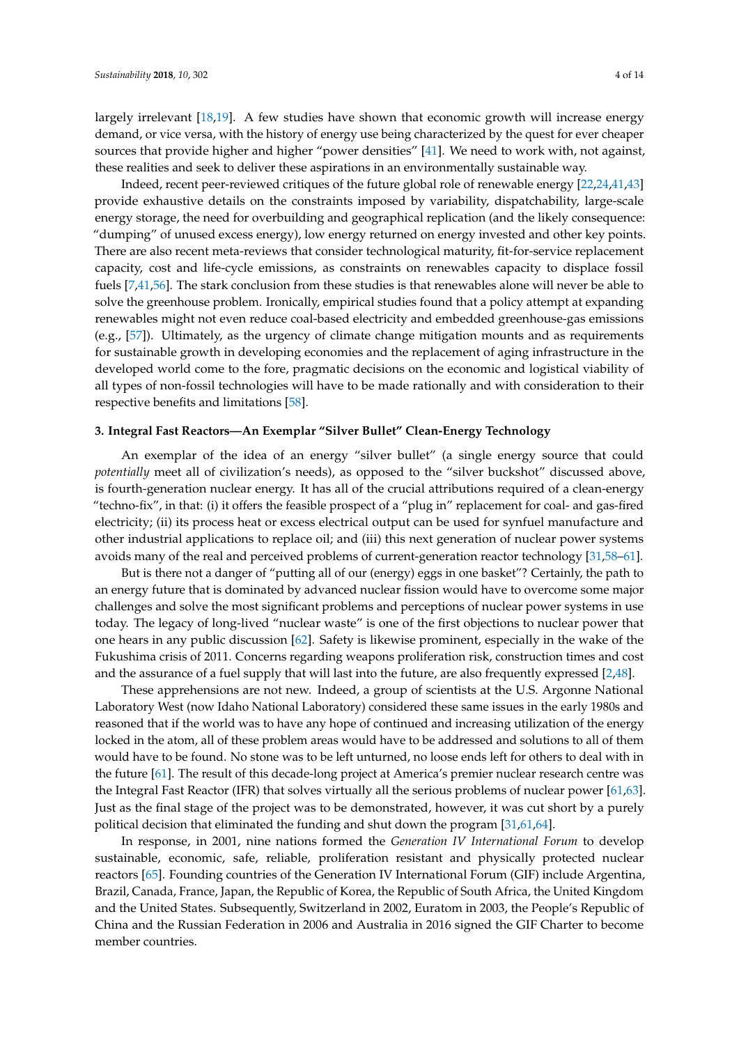largely irrelevant [18,19]. A few studies have shown that economic growth will increase energy demand, or vice versa, with the history of energy use being characterized by the quest for ever cheaper sources that provide higher and higher "power densities" [41]. We need to work with, not against, these realities and seek to deliver these aspirations in an environmentally sustainable way.

Indeed, recent peer-reviewed critiques of the future global role of renewable energy [22,24,41,43] provide exhaustive details on the constraints imposed by variability, dispatchability, large-scale energy storage, the need for overbuilding and geographical replication (and the likely consequence: "dumping" of unused excess energy), low energy returned on energy invested and other key points. There are also recent meta-reviews that consider technological maturity, fit-for-service replacement capacity, cost and life-cycle emissions, as constraints on renewables capacity to displace fossil fuels [7,41,56]. The stark conclusion from these studies is that renewables alone will never be able to solve the greenhouse problem. Ironically, empirical studies found that a policy attempt at expanding renewables might not even reduce coal-based electricity and embedded greenhouse-gas emissions (e.g., [57]). Ultimately, as the urgency of climate change mitigation mounts and as requirements for sustainable growth in developing economies and the replacement of aging infrastructure in the developed world come to the fore, pragmatic decisions on the economic and logistical viability of all types of non-fossil technologies will have to be made rationally and with consideration to their respective benefits and limitations [58].

### 3. Integral Fast Reactors—An Exemplar "Silver Bullet" Clean-Energy Technology

An exemplar of the idea of an energy "silver bullet" (a single energy source that could *potentially* meet all of civilization's needs), as opposed to the "silver buckshot" discussed above, is fourth-generation nuclear energy. It has all of the crucial attributions required of a clean-energy "techno-fix", in that: (i) it offers the feasible prospect of a "plug in" replacement for coal- and gas-fired electricity; (ii) its process heat or excess electrical output can be used for synfuel manufacture and other industrial applications to replace oil; and (iii) this next generation of nuclear power systems avoids many of the real and perceived problems of current-generation reactor technology [31,58–61].

But is there not a danger of "putting all of our (energy) eggs in one basket"? Certainly, the path to an energy future that is dominated by advanced nuclear fission would have to overcome some major challenges and solve the most significant problems and perceptions of nuclear power systems in use today. The legacy of long-lived "nuclear waste" is one of the first objections to nuclear power that one hears in any public discussion [62]. Safety is likewise prominent, especially in the wake of the Fukushima crisis of 2011. Concerns regarding weapons proliferation risk, construction times and cost and the assurance of a fuel supply that will last into the future, are also frequently expressed [2,48].

These apprehensions are not new. Indeed, a group of scientists at the U.S. Argonne National Laboratory West (now Idaho National Laboratory) considered these same issues in the early 1980s and reasoned that if the world was to have any hope of continued and increasing utilization of the energy locked in the atom, all of these problem areas would have to be addressed and solutions to all of them would have to be found. No stone was to be left unturned, no loose ends left for others to deal with in the future [61]. The result of this decade-long project at America's premier nuclear research centre was the Integral Fast Reactor (IFR) that solves virtually all the serious problems of nuclear power [61,63]. Just as the final stage of the project was to be demonstrated, however, it was cut short by a purely political decision that eliminated the funding and shut down the program [31,61,64].

In response, in 2001, nine nations formed the *Generation IV International Forum* to develop sustainable, economic, safe, reliable, proliferation resistant and physically protected nuclear reactors [65]. Founding countries of the Generation IV International Forum (GIF) include Argentina, Brazil, Canada, France, Japan, the Republic of Korea, the Republic of South Africa, the United Kingdom and the United States. Subsequently, Switzerland in 2002, Euratom in 2003, the People's Republic of China and the Russian Federation in 2006 and Australia in 2016 signed the GIF Charter to become member countries.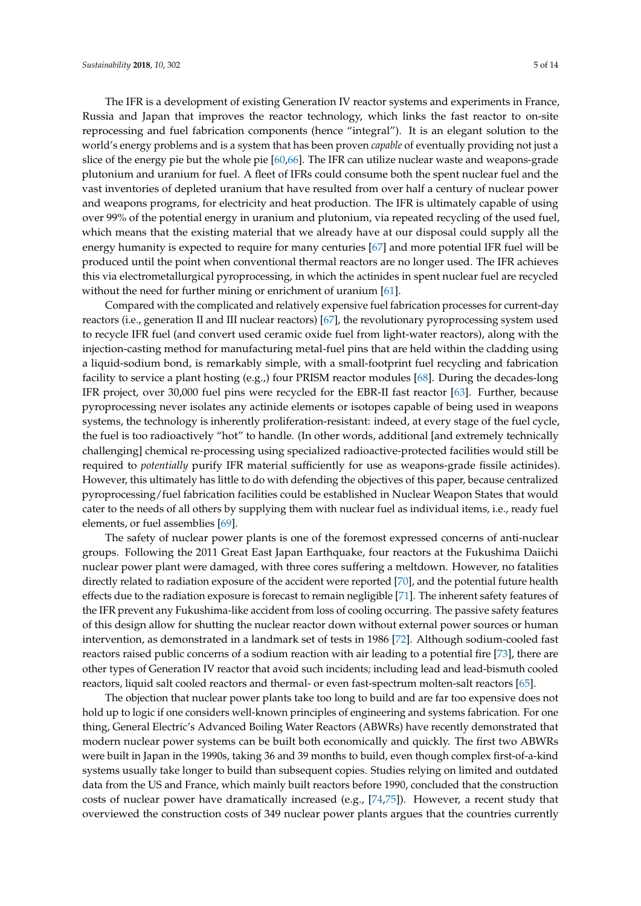The IFR is a development of existing Generation IV reactor systems and experiments in France, Russia and Japan that improves the reactor technology, which links the fast reactor to on-site reprocessing and fuel fabrication components (hence "integral"). It is an elegant solution to the world's energy problems and is a system that has been proven *capable* of eventually providing not just a slice of the energy pie but the whole pie [60,66]. The IFR can utilize nuclear waste and weapons-grade plutonium and uranium for fuel. A fleet of IFRs could consume both the spent nuclear fuel and the vast inventories of depleted uranium that have resulted from over half a century of nuclear power and weapons programs, for electricity and heat production. The IFR is ultimately capable of using over 99% of the potential energy in uranium and plutonium, via repeated recycling of the used fuel, which means that the existing material that we already have at our disposal could supply all the energy humanity is expected to require for many centuries [67] and more potential IFR fuel will be produced until the point when conventional thermal reactors are no longer used. The IFR achieves this via electrometallurgical pyroprocessing, in which the actinides in spent nuclear fuel are recycled without the need for further mining or enrichment of uranium [61].

Compared with the complicated and relatively expensive fuel fabrication processes for current-day reactors (i.e., generation II and III nuclear reactors) [67], the revolutionary pyroprocessing system used to recycle IFR fuel (and convert used ceramic oxide fuel from light-water reactors), along with the injection-casting method for manufacturing metal-fuel pins that are held within the cladding using a liquid-sodium bond, is remarkably simple, with a small-footprint fuel recycling and fabrication facility to service a plant hosting (e.g.,) four PRISM reactor modules [68]. During the decades-long IFR project, over 30,000 fuel pins were recycled for the EBR-II fast reactor [63]. Further, because pyroprocessing never isolates any actinide elements or isotopes capable of being used in weapons systems, the technology is inherently proliferation-resistant: indeed, at every stage of the fuel cycle, the fuel is too radioactively "hot" to handle. (In other words, additional [and extremely technically challenging] chemical re-processing using specialized radioactive-protected facilities would still be required to *potentially* purify IFR material sufficiently for use as weapons-grade fissile actinides). However, this ultimately has little to do with defending the objectives of this paper, because centralized pyroprocessing/fuel fabrication facilities could be established in Nuclear Weapon States that would cater to the needs of all others by supplying them with nuclear fuel as individual items, i.e., ready fuel elements, or fuel assemblies [69].

The safety of nuclear power plants is one of the foremost expressed concerns of anti-nuclear groups. Following the 2011 Great East Japan Earthquake, four reactors at the Fukushima Daiichi nuclear power plant were damaged, with three cores suffering a meltdown. However, no fatalities directly related to radiation exposure of the accident were reported [70], and the potential future health effects due to the radiation exposure is forecast to remain negligible [71]. The inherent safety features of the IFR prevent any Fukushima-like accident from loss of cooling occurring. The passive safety features of this design allow for shutting the nuclear reactor down without external power sources or human intervention, as demonstrated in a landmark set of tests in 1986 [72]. Although sodium-cooled fast reactors raised public concerns of a sodium reaction with air leading to a potential fire [73], there are other types of Generation IV reactor that avoid such incidents; including lead and lead-bismuth cooled reactors, liquid salt cooled reactors and thermal- or even fast-spectrum molten-salt reactors [65].

The objection that nuclear power plants take too long to build and are far too expensive does not hold up to logic if one considers well-known principles of engineering and systems fabrication. For one thing, General Electric's Advanced Boiling Water Reactors (ABWRs) have recently demonstrated that modern nuclear power systems can be built both economically and quickly. The first two ABWRs were built in Japan in the 1990s, taking 36 and 39 months to build, even though complex first-of-a-kind systems usually take longer to build than subsequent copies. Studies relying on limited and outdated data from the US and France, which mainly built reactors before 1990, concluded that the construction costs of nuclear power have dramatically increased (e.g., [74,75]). However, a recent study that overviewed the construction costs of 349 nuclear power plants argues that the countries currently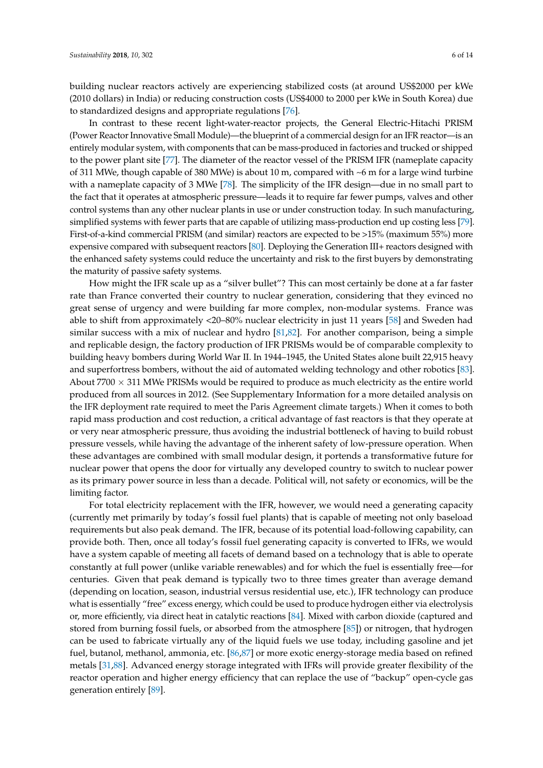building nuclear reactors actively are experiencing stabilized costs (at around US$2000 per kWe (2010 dollars) in India) or reducing construction costs (US$4000 to 2000 per kWe in South Korea) due to standardized designs and appropriate regulations [76].

In contrast to these recent light-water-reactor projects, the General Electric-Hitachi PRISM (Power Reactor Innovative Small Module)—the blueprint of a commercial design for an IFR reactor—is an entirely modular system, with components that can be mass-produced in factories and trucked or shipped to the power plant site [77]. The diameter of the reactor vessel of the PRISM IFR (nameplate capacity of 311 MWe, though capable of 380 MWe) is about 10 m, compared with ~6 m for a large wind turbine with a nameplate capacity of 3 MWe [78]. The simplicity of the IFR design—due in no small part to the fact that it operates at atmospheric pressure—leads it to require far fewer pumps, valves and other control systems than any other nuclear plants in use or under construction today. In such manufacturing, simplified systems with fewer parts that are capable of utilizing mass-production end up costing less [79]. First-of-a-kind commercial PRISM (and similar) reactors are expected to be >15% (maximum 55%) more expensive compared with subsequent reactors [80]. Deploying the Generation III+ reactors designed with the enhanced safety systems could reduce the uncertainty and risk to the first buyers by demonstrating the maturity of passive safety systems.

How might the IFR scale up as a "silver bullet"? This can most certainly be done at a far faster rate than France converted their country to nuclear generation, considering that they evinced no great sense of urgency and were building far more complex, non-modular systems. France was able to shift from approximately <20–80% nuclear electricity in just 11 years [58] and Sweden had similar success with a mix of nuclear and hydro [81,82]. For another comparison, being a simple and replicable design, the factory production of IFR PRISMs would be of comparable complexity to building heavy bombers during World War II. In 1944–1945, the United States alone built 22,915 heavy and superfortress bombers, without the aid of automated welding technology and other robotics [83]. About 7700 × 311 MWe PRISMs would be required to produce as much electricity as the entire world produced from all sources in 2012. (See Supplementary Information for a more detailed analysis on the IFR deployment rate required to meet the Paris Agreement climate targets.) When it comes to both rapid mass production and cost reduction, a critical advantage of fast reactors is that they operate at or very near atmospheric pressure, thus avoiding the industrial bottleneck of having to build robust pressure vessels, while having the advantage of the inherent safety of low-pressure operation. When these advantages are combined with small modular design, it portends a transformative future for nuclear power that opens the door for virtually any developed country to switch to nuclear power as its primary power source in less than a decade. Political will, not safety or economics, will be the limiting factor.

For total electricity replacement with the IFR, however, we would need a generating capacity (currently met primarily by today's fossil fuel plants) that is capable of meeting not only baseload requirements but also peak demand. The IFR, because of its potential load-following capability, can provide both. Then, once all today's fossil fuel generating capacity is converted to IFRs, we would have a system capable of meeting all facets of demand based on a technology that is able to operate constantly at full power (unlike variable renewables) and for which the fuel is essentially free—for centuries. Given that peak demand is typically two to three times greater than average demand (depending on location, season, industrial versus residential use, etc.), IFR technology can produce what is essentially "free" excess energy, which could be used to produce hydrogen either via electrolysis or, more efficiently, via direct heat in catalytic reactions [84]. Mixed with carbon dioxide (captured and stored from burning fossil fuels, or absorbed from the atmosphere [85]) or nitrogen, that hydrogen can be used to fabricate virtually any of the liquid fuels we use today, including gasoline and jet fuel, butanol, methanol, ammonia, etc. [86,87] or more exotic energy-storage media based on refined metals [31,88]. Advanced energy storage integrated with IFRs will provide greater flexibility of the reactor operation and higher energy efficiency that can replace the use of "backup" open-cycle gas generation entirely [89].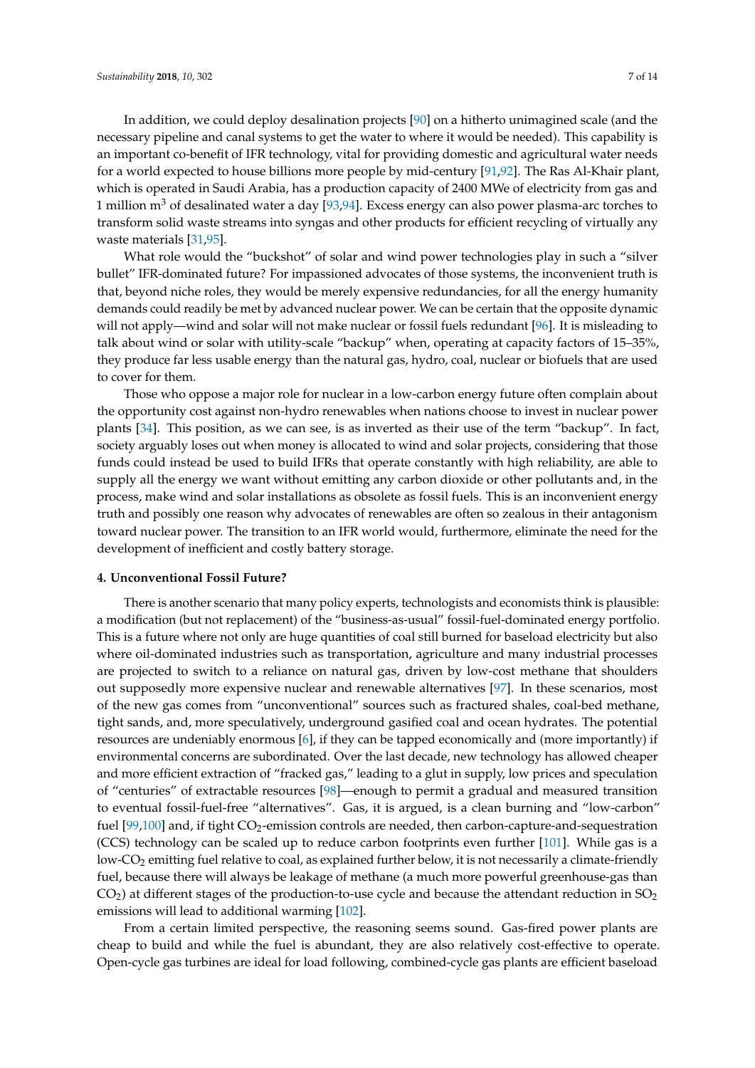In addition, we could deploy desalination projects [90] on a hitherto unimagined scale (and the necessary pipeline and canal systems to get the water to where it would be needed). This capability is an important co-benefit of IFR technology, vital for providing domestic and agricultural water needs for a world expected to house billions more people by mid-century [91,92]. The Ras Al-Khair plant, which is operated in Saudi Arabia, has a production capacity of 2400 MWe of electricity from gas and 1 million $m^3$ of desalinated water a day [93,94]. Excess energy can also power plasma-arc torches to transform solid waste streams into syngas and other products for efficient recycling of virtually any waste materials [31,95].

What role would the "buckshot" of solar and wind power technologies play in such a "silver bullet" IFR-dominated future? For impassioned advocates of those systems, the inconvenient truth is that, beyond niche roles, they would be merely expensive redundancies, for all the energy humanity demands could readily be met by advanced nuclear power. We can be certain that the opposite dynamic will not apply—wind and solar will not make nuclear or fossil fuels redundant [96]. It is misleading to talk about wind or solar with utility-scale "backup" when, operating at capacity factors of 15–35%, they produce far less usable energy than the natural gas, hydro, coal, nuclear or biofuels that are used to cover for them.

Those who oppose a major role for nuclear in a low-carbon energy future often complain about the opportunity cost against non-hydro renewables when nations choose to invest in nuclear power plants [34]. This position, as we can see, is as inverted as their use of the term "backup". In fact, society arguably loses out when money is allocated to wind and solar projects, considering that those funds could instead be used to build IFRs that operate constantly with high reliability, are able to supply all the energy we want without emitting any carbon dioxide or other pollutants and, in the process, make wind and solar installations as obsolete as fossil fuels. This is an inconvenient energy truth and possibly one reason why advocates of renewables are often so zealous in their antagonism toward nuclear power. The transition to an IFR world would, furthermore, eliminate the need for the development of inefficient and costly battery storage.

## 4. Unconventional Fossil Future?

There is another scenario that many policy experts, technologists and economists think is plausible: a modification (but not replacement) of the "business-as-usual" fossil-fuel-dominated energy portfolio. This is a future where not only are huge quantities of coal still burned for baseload electricity but also where oil-dominated industries such as transportation, agriculture and many industrial processes are projected to switch to a reliance on natural gas, driven by low-cost methane that shoulders out supposedly more expensive nuclear and renewable alternatives [97]. In these scenarios, most of the new gas comes from "unconventional" sources such as fractured shales, coal-bed methane, tight sands, and, more speculatively, underground gasified coal and ocean hydrates. The potential resources are undeniably enormous [6], if they can be tapped economically and (more importantly) if environmental concerns are subordinated. Over the last decade, new technology has allowed cheaper and more efficient extraction of "fracked gas," leading to a glut in supply, low prices and speculation of "centuries" of extractable resources [98]—enough to permit a gradual and measured transition to eventual fossil-fuel-free "alternatives". Gas, it is argued, is a clean burning and "low-carbon" fuel [99,100] and, if tight $CO_2$-emission controls are needed, then carbon-capture-and-sequestration (CCS) technology can be scaled up to reduce carbon footprints even further [101]. While gas is a low-$CO_2$ emitting fuel relative to coal, as explained further below, it is not necessarily a climate-friendly fuel, because there will always be leakage of methane (a much more powerful greenhouse-gas than $CO_2$) at different stages of the production-to-use cycle and because the attendant reduction in $SO_2$ emissions will lead to additional warming [102].

From a certain limited perspective, the reasoning seems sound. Gas-fired power plants are cheap to build and while the fuel is abundant, they are also relatively cost-effective to operate. Open-cycle gas turbines are ideal for load following, combined-cycle gas plants are efficient baseload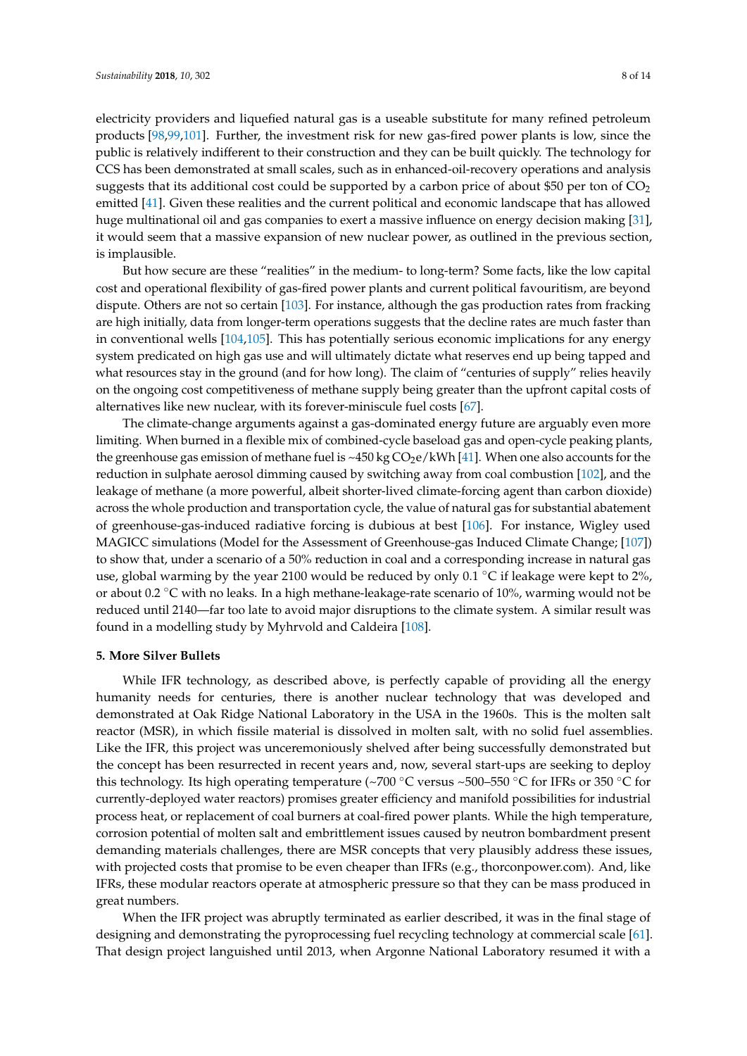electricity providers and liquefied natural gas is a useable substitute for many refined petroleum products [98,99,101]. Further, the investment risk for new gas-fired power plants is low, since the public is relatively indifferent to their construction and they can be built quickly. The technology for CCS has been demonstrated at small scales, such as in enhanced-oil-recovery operations and analysis suggests that its additional cost could be supported by a carbon price of about $50 per ton of $CO_2$ emitted [41]. Given these realities and the current political and economic landscape that has allowed huge multinational oil and gas companies to exert a massive influence on energy decision making [31], it would seem that a massive expansion of new nuclear power, as outlined in the previous section, is implausible.

But how secure are these "realities" in the medium- to long-term? Some facts, like the low capital cost and operational flexibility of gas-fired power plants and current political favouritism, are beyond dispute. Others are not so certain [103]. For instance, although the gas production rates from fracking are high initially, data from longer-term operations suggests that the decline rates are much faster than in conventional wells [104,105]. This has potentially serious economic implications for any energy system predicated on high gas use and will ultimately dictate what reserves end up being tapped and what resources stay in the ground (and for how long). The claim of "centuries of supply" relies heavily on the ongoing cost competitiveness of methane supply being greater than the upfront capital costs of alternatives like new nuclear, with its forever-miniscule fuel costs [67].

The climate-change arguments against a gas-dominated energy future are arguably even more limiting. When burned in a flexible mix of combined-cycle baseload gas and open-cycle peaking plants, the greenhouse gas emission of methane fuel is ~450 kg $CO_2e$/kWh [41]. When one also accounts for the reduction in sulphate aerosol dimming caused by switching away from coal combustion [102], and the leakage of methane (a more powerful, albeit shorter-lived climate-forcing agent than carbon dioxide) across the whole production and transportation cycle, the value of natural gas for substantial abatement of greenhouse-gas-induced radiative forcing is dubious at best [106]. For instance, Wigley used MAGICC simulations (Model for the Assessment of Greenhouse-gas Induced Climate Change; [107]) to show that, under a scenario of a 50% reduction in coal and a corresponding increase in natural gas use, global warming by the year 2100 would be reduced by only 0.1 °C if leakage were kept to 2%, or about 0.2 °C with no leaks. In a high methane-leakage-rate scenario of 10%, warming would not be reduced until 2140—far too late to avoid major disruptions to the climate system. A similar result was found in a modelling study by Myhrvold and Caldeira [108].

## 5. More Silver Bullets

While IFR technology, as described above, is perfectly capable of providing all the energy humanity needs for centuries, there is another nuclear technology that was developed and demonstrated at Oak Ridge National Laboratory in the USA in the 1960s. This is the molten salt reactor (MSR), in which fissile material is dissolved in molten salt, with no solid fuel assemblies. Like the IFR, this project was unceremoniously shelved after being successfully demonstrated but the concept has been resurrected in recent years and, now, several start-ups are seeking to deploy this technology. Its high operating temperature (~700 °C versus ~500–550 °C for IFRs or 350 °C for currently-deployed water reactors) promises greater efficiency and manifold possibilities for industrial process heat, or replacement of coal burners at coal-fired power plants. While the high temperature, corrosion potential of molten salt and embrittlement issues caused by neutron bombardment present demanding materials challenges, there are MSR concepts that very plausibly address these issues, with projected costs that promise to be even cheaper than IFRs (e.g., thorconpower.com). And, like IFRs, these modular reactors operate at atmospheric pressure so that they can be mass produced in great numbers.

When the IFR project was abruptly terminated as earlier described, it was in the final stage of designing and demonstrating the pyroprocessing fuel recycling technology at commercial scale [61]. That design project languished until 2013, when Argonne National Laboratory resumed it with a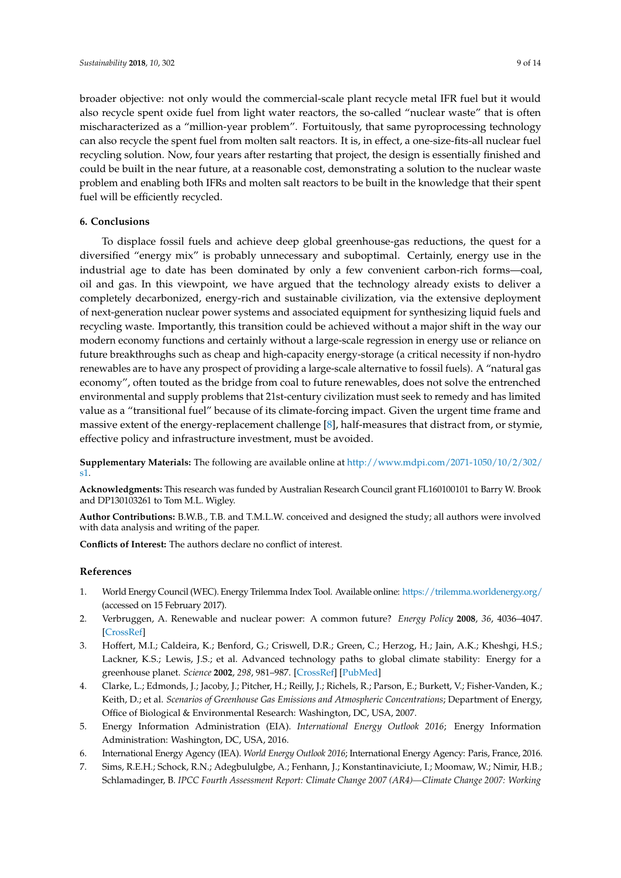broader objective: not only would the commercial-scale plant recycle metal IFR fuel but it would also recycle spent oxide fuel from light water reactors, the so-called "nuclear waste" that is often mischaracterized as a "million-year problem". Fortuitously, that same pyroprocessing technology can also recycle the spent fuel from molten salt reactors. It is, in effect, a one-size-fits-all nuclear fuel recycling solution. Now, four years after restarting that project, the design is essentially finished and could be built in the near future, at a reasonable cost, demonstrating a solution to the nuclear waste problem and enabling both IFRs and molten salt reactors to be built in the knowledge that their spent fuel will be efficiently recycled.

## 6. Conclusions

To displace fossil fuels and achieve deep global greenhouse-gas reductions, the quest for a diversified "energy mix" is probably unnecessary and suboptimal. Certainly, energy use in the industrial age to date has been dominated by only a few convenient carbon-rich forms—coal, oil and gas. In this viewpoint, we have argued that the technology already exists to deliver a completely decarbonized, energy-rich and sustainable civilization, via the extensive deployment of next-generation nuclear power systems and associated equipment for synthesizing liquid fuels and recycling waste. Importantly, this transition could be achieved without a major shift in the way our modern economy functions and certainly without a large-scale regression in energy use or reliance on future breakthroughs such as cheap and high-capacity energy-storage (a critical necessity if non-hydro renewables are to have any prospect of providing a large-scale alternative to fossil fuels). A "natural gas economy", often touted as the bridge from coal to future renewables, does not solve the entrenched environmental and supply problems that 21st-century civilization must seek to remedy and has limited value as a "transitional fuel" because of its climate-forcing impact. Given the urgent time frame and massive extent of the energy-replacement challenge [8], half-measures that distract from, or stymie, effective policy and infrastructure investment, must be avoided.

**Supplementary Materials:** The following are available online at http://www.mdpi.com/2071-1050/10/2/302/s1.

**Acknowledgments:** This research was funded by Australian Research Council grant FL160100101 to Barry W. Brook and DP130103261 to Tom M.L. Wigley.

**Author Contributions:** B.W.B., T.B. and T.M.L.W. conceived and designed the study; all authors were involved with data analysis and writing of the paper.

**Conflicts of Interest:** The authors declare no conflict of interest.

## References

1. World Energy Council (WEC). Energy Trilemma Index Tool. Available online: https://trilemma.worldenergy.org/ (accessed on 15 February 2017).
2. Verbruggen, A. Renewable and nuclear power: A common future? *Energy Policy* **2008**, *36*, 4036–4047. [CrossRef]
3. Hoffert, M.I.; Caldeira, K.; Benford, G.; Criswell, D.R.; Green, C.; Herzog, H.; Jain, A.K.; Kheshgi, H.S.; Lackner, K.S.; Lewis, J.S.; et al. Advanced technology paths to global climate stability: Energy for a greenhouse planet. *Science* **2002**, *298*, 981–987. [CrossRef] [PubMed]
4. Clarke, L.; Edmonds, J.; Jacoby, J.; Pitcher, H.; Reilly, J.; Richels, R.; Parson, E.; Burkett, V.; Fisher-Vanden, K.; Keith, D.; et al. *Scenarios of Greenhouse Gas Emissions and Atmospheric Concentrations*; Department of Energy, Office of Biological & Environmental Research: Washington, DC, USA, 2007.
5. Energy Information Administration (EIA). *International Energy Outlook 2016*; Energy Information Administration: Washington, DC, USA, 2016.
6. International Energy Agency (IEA). *World Energy Outlook 2016*; International Energy Agency: Paris, France, 2016.
7. Sims, R.E.H.; Schock, R.N.; Adegbululgbe, A.; Fenhann, J.; Konstantinaviciute, I.; Moomaw, W.; Nimir, H.B.; Schlamadinger, B. *IPCC Fourth Assessment Report: Climate Change 2007 (AR4)—Climate Change 2007: Working*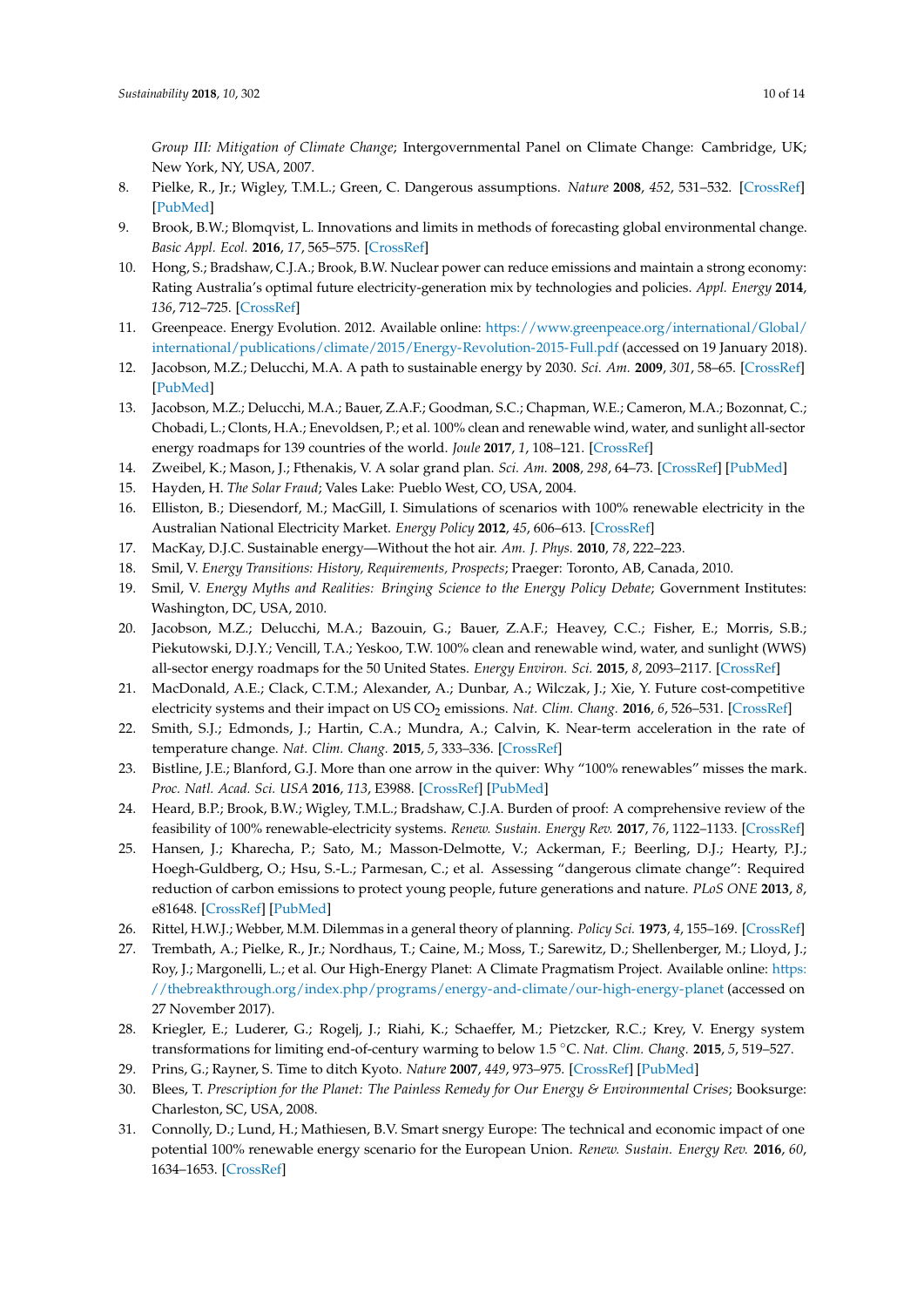*Group III: Mitigation of Climate Change*; Intergovernmental Panel on Climate Change: Cambridge, UK; New York, NY, USA, 2007.

8. Pielke, R., Jr.; Wigley, T.M.L.; Green, C. Dangerous assumptions. *Nature* **2008**, *452*, 531–532. [CrossRef] [PubMed]
9. Brook, B.W.; Blomqvist, L. Innovations and limits in methods of forecasting global environmental change. *Basic Appl. Ecol.* **2016**, *17*, 565–575. [CrossRef]
10. Hong, S.; Bradshaw, C.J.A.; Brook, B.W. Nuclear power can reduce emissions and maintain a strong economy: Rating Australia's optimal future electricity-generation mix by technologies and policies. *Appl. Energy* **2014**, *136*, 712–725. [CrossRef]
11. Greenpeace. Energy Evolution. 2012. Available online: https://www.greenpeace.org/international/Global/international/publications/climate/2015/Energy-Revolution-2015-Full.pdf (accessed on 19 January 2018).
12. Jacobson, M.Z.; Delucchi, M.A. A path to sustainable energy by 2030. *Sci. Am.* **2009**, *301*, 58–65. [CrossRef] [PubMed]
13. Jacobson, M.Z.; Delucchi, M.A.; Bauer, Z.A.F.; Goodman, S.C.; Chapman, W.E.; Cameron, M.A.; Bozonnat, C.; Chobadi, L.; Clonts, H.A.; Enevoldsen, P.; et al. 100% clean and renewable wind, water, and sunlight all-sector energy roadmaps for 139 countries of the world. *Joule* **2017**, *1*, 108–121. [CrossRef]
14. Zweibel, K.; Mason, J.; Fthenakis, V. A solar grand plan. *Sci. Am.* **2008**, *298*, 64–73. [CrossRef] [PubMed]
15. Hayden, H. *The Solar Fraud*; Vales Lake: Pueblo West, CO, USA, 2004.
16. Elliston, B.; Diesendorf, M.; MacGill, I. Simulations of scenarios with 100% renewable electricity in the Australian National Electricity Market. *Energy Policy* **2012**, *45*, 606–613. [CrossRef]
17. MacKay, D.J.C. Sustainable energy—Without the hot air. *Am. J. Phys.* **2010**, *78*, 222–223.
18. Smil, V. *Energy Transitions: History, Requirements, Prospects*; Praeger: Toronto, AB, Canada, 2010.
19. Smil, V. *Energy Myths and Realities: Bringing Science to the Energy Policy Debate*; Government Institutes: Washington, DC, USA, 2010.
20. Jacobson, M.Z.; Delucchi, M.A.; Bazouin, G.; Bauer, Z.A.F.; Heavey, C.C.; Fisher, E.; Morris, S.B.; Piekutowski, D.J.Y.; Vencill, T.A.; Yeskoo, T.W. 100% clean and renewable wind, water, and sunlight (WWS) all-sector energy roadmaps for the 50 United States. *Energy Environ. Sci.* **2015**, *8*, 2093–2117. [CrossRef]
21. MacDonald, A.E.; Clack, C.T.M.; Alexander, A.; Dunbar, A.; Wilczak, J.; Xie, Y. Future cost-competitive electricity systems and their impact on US $CO_2$ emissions. *Nat. Clim. Chang.* **2016**, *6*, 526–531. [CrossRef]
22. Smith, S.J.; Edmonds, J.; Hartin, C.A.; Mundra, A.; Calvin, K. Near-term acceleration in the rate of temperature change. *Nat. Clim. Chang.* **2015**, *5*, 333–336. [CrossRef]
23. Bistline, J.E.; Blanford, G.J. More than one arrow in the quiver: Why "100% renewables" misses the mark. *Proc. Natl. Acad. Sci. USA* **2016**, *113*, E3988. [CrossRef] [PubMed]
24. Heard, B.P.; Brook, B.W.; Wigley, T.M.L.; Bradshaw, C.J.A. Burden of proof: A comprehensive review of the feasibility of 100% renewable-electricity systems. *Renew. Sustain. Energy Rev.* **2017**, *76*, 1122–1133. [CrossRef]
25. Hansen, J.; Kharecha, P.; Sato, M.; Masson-Delmotte, V.; Ackerman, F.; Beerling, D.J.; Hearty, P.J.; Hoegh-Guldberg, O.; Hsu, S.-L.; Parmesan, C.; et al. Assessing "dangerous climate change": Required reduction of carbon emissions to protect young people, future generations and nature. *PLoS ONE* **2013**, *8*, e81648. [CrossRef] [PubMed]
26. Rittel, H.W.J.; Webber, M.M. Dilemmas in a general theory of planning. *Policy Sci.* **1973**, *4*, 155–169. [CrossRef]
27. Trembath, A.; Pielke, R., Jr.; Nordhaus, T.; Caine, M.; Moss, T.; Sarewitz, D.; Shellenberger, M.; Lloyd, J.; Roy, J.; Margonelli, L.; et al. Our High-Energy Planet: A Climate Pragmatism Project. Available online: https://thebreakthrough.org/index.php/programs/energy-and-climate/our-high-energy-planet (accessed on 27 November 2017).
28. Kriegler, E.; Luderer, G.; Rogelj, J.; Riahi, K.; Schaeffer, M.; Pietzcker, R.C.; Krey, V. Energy system transformations for limiting end-of-century warming to below 1.5 °C. *Nat. Clim. Chang.* **2015**, *5*, 519–527.
29. Prins, G.; Rayner, S. Time to ditch Kyoto. *Nature* **2007**, *449*, 973–975. [CrossRef] [PubMed]
30. Blees, T. *Prescription for the Planet: The Painless Remedy for Our Energy & Environmental Crises*; Booksurge: Charleston, SC, USA, 2008.
31. Connolly, D.; Lund, H.; Mathiesen, B.V. Smart snergy Europe: The technical and economic impact of one potential 100% renewable energy scenario for the European Union. *Renew. Sustain. Energy Rev.* **2016**, *60*, 1634–1653. [CrossRef]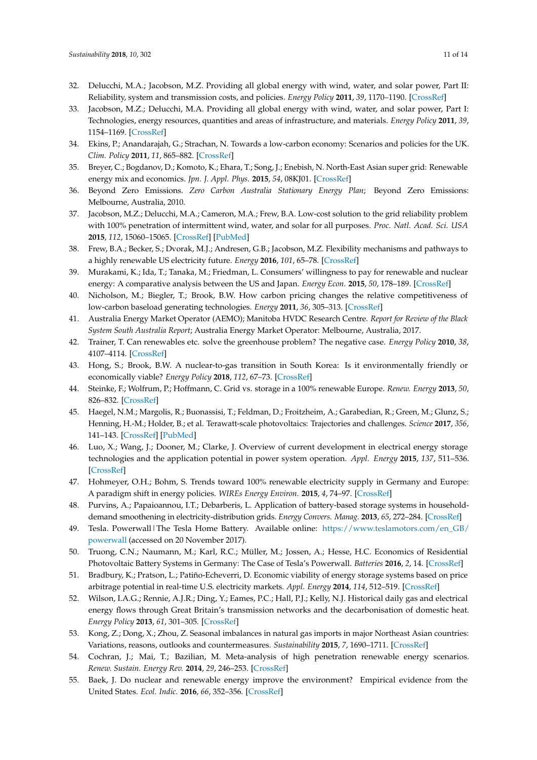32. Delucchi, M.A.; Jacobson, M.Z. Providing all global energy with wind, water, and solar power, Part II: Reliability, system and transmission costs, and policies. *Energy Policy* **2011**, *39*, 1170–1190. [CrossRef]
33. Jacobson, M.Z.; Delucchi, M.A. Providing all global energy with wind, water, and solar power, Part I: Technologies, energy resources, quantities and areas of infrastructure, and materials. *Energy Policy* **2011**, *39*, 1154–1169. [CrossRef]
34. Ekins, P.; Anandarajah, G.; Strachan, N. Towards a low-carbon economy: Scenarios and policies for the UK. *Clim. Policy* **2011**, *11*, 865–882. [CrossRef]
35. Breyer, C.; Bogdanov, D.; Komoto, K.; Ehara, T.; Song, J.; Enebish, N. North-East Asian super grid: Renewable energy mix and economics. *Jpn. J. Appl. Phys.* **2015**, *54*, 08KJ01. [CrossRef]
36. Beyond Zero Emissions. *Zero Carbon Australia Stationary Energy Plan*; Beyond Zero Emissions: Melbourne, Australia, 2010.
37. Jacobson, M.Z.; Delucchi, M.A.; Cameron, M.A.; Frew, B.A. Low-cost solution to the grid reliability problem with 100% penetration of intermittent wind, water, and solar for all purposes. *Proc. Natl. Acad. Sci. USA* **2015**, *112*, 15060–15065. [CrossRef] [PubMed]
38. Frew, B.A.; Becker, S.; Dvorak, M.J.; Andresen, G.B.; Jacobson, M.Z. Flexibility mechanisms and pathways to a highly renewable US electricity future. *Energy* **2016**, *101*, 65–78. [CrossRef]
39. Murakami, K.; Ida, T.; Tanaka, M.; Friedman, L. Consumers' willingness to pay for renewable and nuclear energy: A comparative analysis between the US and Japan. *Energy Econ.* **2015**, *50*, 178–189. [CrossRef]
40. Nicholson, M.; Biegler, T.; Brook, B.W. How carbon pricing changes the relative competitiveness of low-carbon baseload generating technologies. *Energy* **2011**, *36*, 305–313. [CrossRef]
41. Australia Energy Market Operator (AEMO); Manitoba HVDC Research Centre. *Report for Review of the Black System South Australia Report*; Australia Energy Market Operator: Melbourne, Australia, 2017.
42. Trainer, T. Can renewables etc. solve the greenhouse problem? The negative case. *Energy Policy* **2010**, *38*, 4107–4114. [CrossRef]
43. Hong, S.; Brook, B.W. A nuclear-to-gas transition in South Korea: Is it environmentally friendly or economically viable? *Energy Policy* **2018**, *112*, 67–73. [CrossRef]
44. Steinke, F.; Wolfrum, P.; Hoffmann, C. Grid vs. storage in a 100% renewable Europe. *Renew. Energy* **2013**, *50*, 826–832. [CrossRef]
45. Haegel, N.M.; Margolis, R.; Buonassisi, T.; Feldman, D.; Froitzheim, A.; Garabedian, R.; Green, M.; Glunz, S.; Henning, H.-M.; Holder, B.; et al. Terawatt-scale photovoltaics: Trajectories and challenges. *Science* **2017**, *356*, 141–143. [CrossRef] [PubMed]
46. Luo, X.; Wang, J.; Dooner, M.; Clarke, J. Overview of current development in electrical energy storage technologies and the application potential in power system operation. *Appl. Energy* **2015**, *137*, 511–536. [CrossRef]
47. Hohmeyer, O.H.; Bohm, S. Trends toward 100% renewable electricity supply in Germany and Europe: A paradigm shift in energy policies. *WIREs Energy Environ.* **2015**, *4*, 74–97. [CrossRef]
48. Purvins, A.; Papaioannou, I.T.; Debarberis, L. Application of battery-based storage systems in household-demand smoothening in electricity-distribution grids. *Energy Convers. Manag.* **2013**, *65*, 272–284. [CrossRef]
49. Tesla. Powerwall | The Tesla Home Battery. Available online: https://www.teslamotors.com/en_GB/powerwall (accessed on 20 November 2017).
50. Truong, C.N.; Naumann, M.; Karl, R.C.; Müller, M.; Jossen, A.; Hesse, H.C. Economics of Residential Photovoltaic Battery Systems in Germany: The Case of Tesla's Powerwall. *Batteries* **2016**, *2*, 14. [CrossRef]
51. Bradbury, K.; Pratson, L.; Patiño-Echeverri, D. Economic viability of energy storage systems based on price arbitrage potential in real-time U.S. electricity markets. *Appl. Energy* **2014**, *114*, 512–519. [CrossRef]
52. Wilson, I.A.G.; Rennie, A.J.R.; Ding, Y.; Eames, P.C.; Hall, P.J.; Kelly, N.J. Historical daily gas and electrical energy flows through Great Britain's transmission networks and the decarbonisation of domestic heat. *Energy Policy* **2013**, *61*, 301–305. [CrossRef]
53. Kong, Z.; Dong, X.; Zhou, Z. Seasonal imbalances in natural gas imports in major Northeast Asian countries: Variations, reasons, outlooks and countermeasures. *Sustainability* **2015**, *7*, 1690–1711. [CrossRef]
54. Cochran, J.; Mai, T.; Bazilian, M. Meta-analysis of high penetration renewable energy scenarios. *Renew. Sustain. Energy Rev.* **2014**, *29*, 246–253. [CrossRef]
55. Baek, J. Do nuclear and renewable energy improve the environment? Empirical evidence from the United States. *Ecol. Indic.* **2016**, *66*, 352–356. [CrossRef]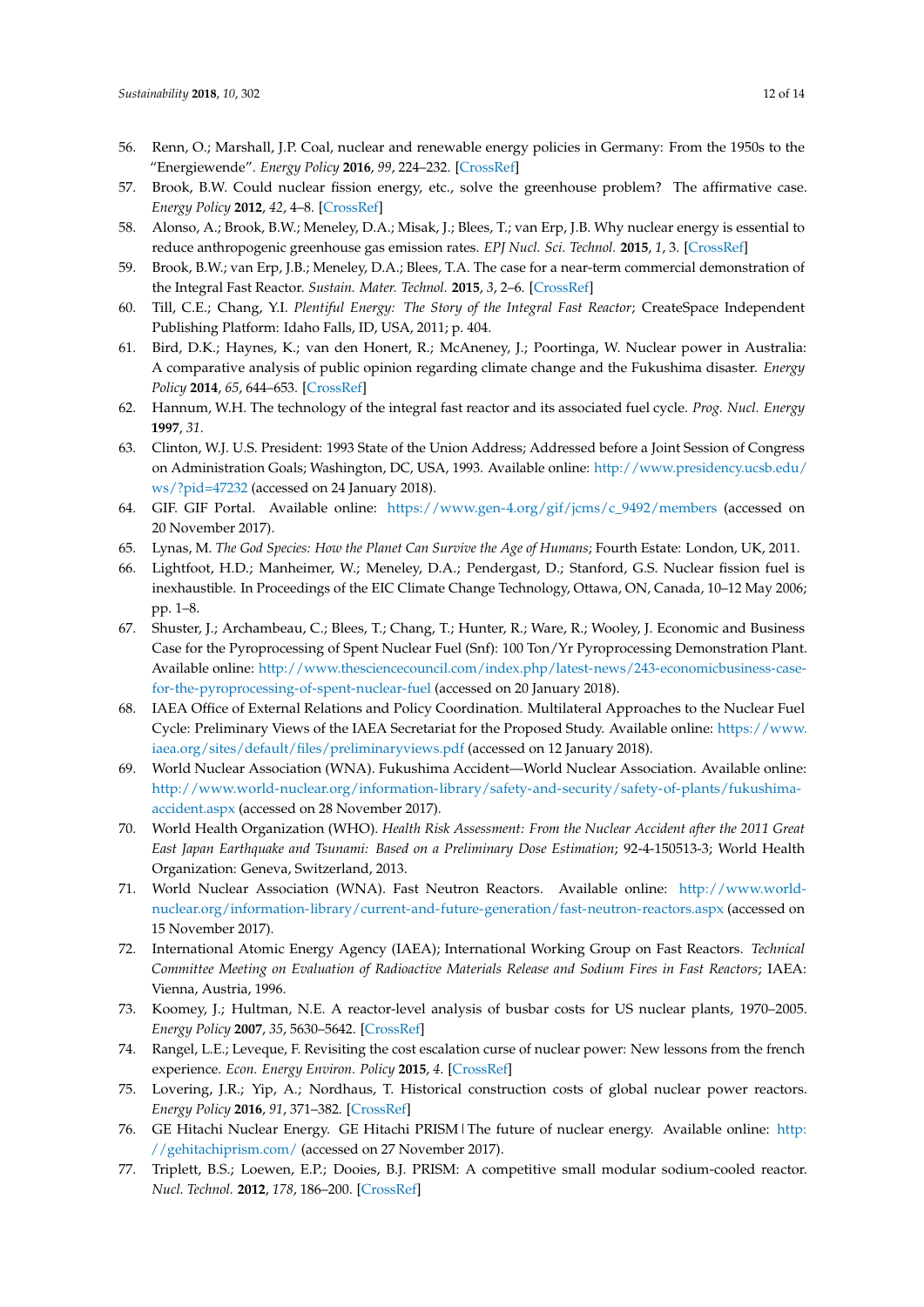56. Renn, O.; Marshall, J.P. Coal, nuclear and renewable energy policies in Germany: From the 1950s to the "Energiewende". *Energy Policy* **2016**, *99*, 224–232. [CrossRef]
57. Brook, B.W. Could nuclear fission energy, etc., solve the greenhouse problem? The affirmative case. *Energy Policy* **2012**, *42*, 4–8. [CrossRef]
58. Alonso, A.; Brook, B.W.; Meneley, D.A.; Misak, J.; Blees, T.; van Erp, J.B. Why nuclear energy is essential to reduce anthropogenic greenhouse gas emission rates. *EPJ Nucl. Sci. Technol.* **2015**, *1*, 3. [CrossRef]
59. Brook, B.W.; van Erp, J.B.; Meneley, D.A.; Blees, T.A. The case for a near-term commercial demonstration of the Integral Fast Reactor. *Sustain. Mater. Technol.* **2015**, *3*, 2–6. [CrossRef]
60. Till, C.E.; Chang, Y.I. *Plentiful Energy: The Story of the Integral Fast Reactor*; CreateSpace Independent Publishing Platform: Idaho Falls, ID, USA, 2011; p. 404.
61. Bird, D.K.; Haynes, K.; van den Honert, R.; McAneney, J.; Poortinga, W. Nuclear power in Australia: A comparative analysis of public opinion regarding climate change and the Fukushima disaster. *Energy Policy* **2014**, *65*, 644–653. [CrossRef]
62. Hannum, W.H. The technology of the integral fast reactor and its associated fuel cycle. *Prog. Nucl. Energy* **1997**, *31*.
63. Clinton, W.J. U.S. President: 1993 State of the Union Address; Addressed before a Joint Session of Congress on Administration Goals; Washington, DC, USA, 1993. Available online: http://www.presidency.ucsb.edu/ws/?pid=47232 (accessed on 24 January 2018).
64. GIF. GIF Portal. Available online: https://www.gen-4.org/gif/jcms/c_9492/members (accessed on 20 November 2017).
65. Lynas, M. *The God Species: How the Planet Can Survive the Age of Humans*; Fourth Estate: London, UK, 2011.
66. Lightfoot, H.D.; Manheimer, W.; Meneley, D.A.; Pendergast, D.; Stanford, G.S. Nuclear fission fuel is inexhaustible. In Proceedings of the EIC Climate Change Technology, Ottawa, ON, Canada, 10–12 May 2006; pp. 1–8.
67. Shuster, J.; Archambeau, C.; Blees, T.; Chang, T.; Hunter, R.; Ware, R.; Wooley, J. Economic and Business Case for the Pyroprocessing of Spent Nuclear Fuel (Snf): 100 Ton/Yr Pyroprocessing Demonstration Plant. Available online: http://www.thesciencecouncil.com/index.php/latest-news/243-economicbusiness-case-for-the-pyroprocessing-of-spent-nuclear-fuel (accessed on 20 January 2018).
68. IAEA Office of External Relations and Policy Coordination. Multilateral Approaches to the Nuclear Fuel Cycle: Preliminary Views of the IAEA Secretariat for the Proposed Study. Available online: https://www.iaea.org/sites/default/files/preliminaryviews.pdf (accessed on 12 January 2018).
69. World Nuclear Association (WNA). Fukushima Accident—World Nuclear Association. Available online: http://www.world-nuclear.org/information-library/safety-and-security/safety-of-plants/fukushima-accident.aspx (accessed on 28 November 2017).
70. World Health Organization (WHO). *Health Risk Assessment: From the Nuclear Accident after the 2011 Great East Japan Earthquake and Tsunami: Based on a Preliminary Dose Estimation*; 92-4-150513-3; World Health Organization: Geneva, Switzerland, 2013.
71. World Nuclear Association (WNA). Fast Neutron Reactors. Available online: http://www.world-nuclear.org/information-library/current-and-future-generation/fast-neutron-reactors.aspx (accessed on 15 November 2017).
72. International Atomic Energy Agency (IAEA); International Working Group on Fast Reactors. *Technical Committee Meeting on Evaluation of Radioactive Materials Release and Sodium Fires in Fast Reactors*; IAEA: Vienna, Austria, 1996.
73. Koomey, J.; Hultman, N.E. A reactor-level analysis of busbar costs for US nuclear plants, 1970–2005. *Energy Policy* **2007**, *35*, 5630–5642. [CrossRef]
74. Rangel, L.E.; Leveque, F. Revisiting the cost escalation curse of nuclear power: New lessons from the french experience. *Econ. Energy Environ. Policy* **2015**, *4*. [CrossRef]
75. Lovering, J.R.; Yip, A.; Nordhaus, T. Historical construction costs of global nuclear power reactors. *Energy Policy* **2016**, *91*, 371–382. [CrossRef]
76. GE Hitachi Nuclear Energy. GE Hitachi PRISM | The future of nuclear energy. Available online: http://gehitachiprism.com/ (accessed on 27 November 2017).
77. Triplett, B.S.; Loewen, E.P.; Dooies, B.J. PRISM: A competitive small modular sodium-cooled reactor. *Nucl. Technol.* **2012**, *178*, 186–200. [CrossRef]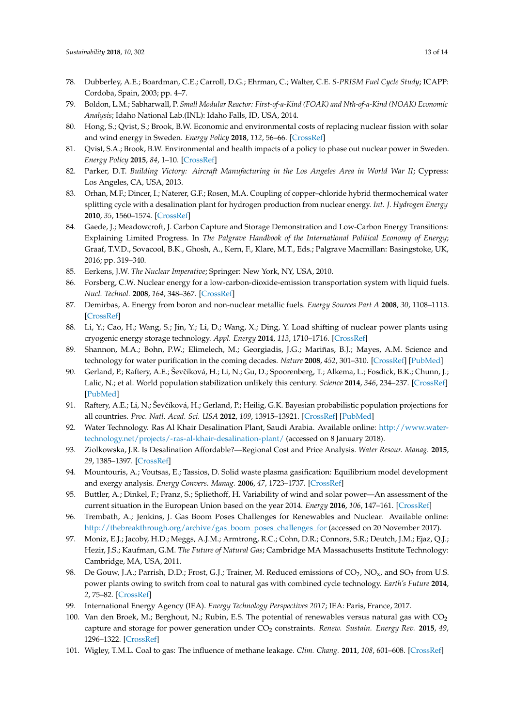78. Dubberley, A.E.; Boardman, C.E.; Carroll, D.G.; Ehrman, C.; Walter, C.E. *S-PRISM Fuel Cycle Study*; ICAPP: Cordoba, Spain, 2003; pp. 4–7.
79. Boldon, L.M.; Sabharwall, P. *Small Modular Reactor: First-of-a-Kind (FOAK) and Nth-of-a-Kind (NOAK) Economic Analysis*; Idaho National Lab.(INL): Idaho Falls, ID, USA, 2014.
80. Hong, S.; Qvist, S.; Brook, B.W. Economic and environmental costs of replacing nuclear fission with solar and wind energy in Sweden. *Energy Policy* **2018**, *112*, 56–66. [CrossRef]
81. Qvist, S.A.; Brook, B.W. Environmental and health impacts of a policy to phase out nuclear power in Sweden. *Energy Policy* **2015**, *84*, 1–10. [CrossRef]
82. Parker, D.T. *Building Victory: Aircraft Manufacturing in the Los Angeles Area in World War II*; Cypress: Los Angeles, CA, USA, 2013.
83. Orhan, M.F.; Dincer, I.; Naterer, G.F.; Rosen, M.A. Coupling of copper–chloride hybrid thermochemical water splitting cycle with a desalination plant for hydrogen production from nuclear energy. *Int. J. Hydrogen Energy* **2010**, *35*, 1560–1574. [CrossRef]
84. Gaede, J.; Meadowcroft, J. Carbon Capture and Storage Demonstration and Low-Carbon Energy Transitions: Explaining Limited Progress. In *The Palgrave Handbook of the International Political Economy of Energy*; Graaf, T.V.D., Sovacool, B.K., Ghosh, A., Kern, F., Klare, M.T., Eds.; Palgrave Macmillan: Basingstoke, UK, 2016; pp. 319–340.
85. Eerkens, J.W. *The Nuclear Imperative*; Springer: New York, NY, USA, 2010.
86. Forsberg, C.W. Nuclear energy for a low-carbon-dioxide-emission transportation system with liquid fuels. *Nucl. Technol.* **2008**, *164*, 348–367. [CrossRef]
87. Demirbas, A. Energy from boron and non-nuclear metallic fuels. *Energy Sources Part A* **2008**, *30*, 1108–1113. [CrossRef]
88. Li, Y.; Cao, H.; Wang, S.; Jin, Y.; Li, D.; Wang, X.; Ding, Y. Load shifting of nuclear power plants using cryogenic energy storage technology. *Appl. Energy* **2014**, *113*, 1710–1716. [CrossRef]
89. Shannon, M.A.; Bohn, P.W.; Elimelech, M.; Georgiadis, J.G.; Mariñas, B.J.; Mayes, A.M. Science and technology for water purification in the coming decades. *Nature* **2008**, *452*, 301–310. [CrossRef] [PubMed]
90. Gerland, P.; Raftery, A.E.; Ševčíková, H.; Li, N.; Gu, D.; Spoorenberg, T.; Alkema, L.; Fosdick, B.K.; Chunn, J.; Lalic, N.; et al. World population stabilization unlikely this century. *Science* **2014**, *346*, 234–237. [CrossRef] [PubMed]
91. Raftery, A.E.; Li, N.; Ševčíková, H.; Gerland, P.; Heilig, G.K. Bayesian probabilistic population projections for all countries. *Proc. Natl. Acad. Sci. USA* **2012**, *109*, 13915–13921. [CrossRef] [PubMed]
92. Water Technology. Ras Al Khair Desalination Plant, Saudi Arabia. Available online: http://www.water-technology.net/projects/-ras-al-khair-desalination-plant/ (accessed on 8 January 2018).
93. Ziolkowska, J.R. Is Desalination Affordable?—Regional Cost and Price Analysis. *Water Resour. Manag.* **2015**, *29*, 1385–1397. [CrossRef]
94. Mountouris, A.; Voutsas, E.; Tassios, D. Solid waste plasma gasification: Equilibrium model development and exergy analysis. *Energy Convers. Manag.* **2006**, *47*, 1723–1737. [CrossRef]
95. Buttler, A.; Dinkel, F.; Franz, S.; Spliethoff, H. Variability of wind and solar power—An assessment of the current situation in the European Union based on the year 2014. *Energy* **2016**, *106*, 147–161. [CrossRef]
96. Trembath, A.; Jenkins, J. Gas Boom Poses Challenges for Renewables and Nuclear. Available online: http://thebreakthrough.org/archive/gas_boom_poses_challenges_for (accessed on 20 November 2017).
97. Moniz, E.J.; Jacoby, H.D.; Meggs, A.J.M.; Armtrong, R.C.; Cohn, D.R.; Connors, S.R.; Deutch, J.M.; Ejaz, Q.J.; Hezir, J.S.; Kaufman, G.M. *The Future of Natural Gas*; Cambridge MA Massachusetts Institute Technology: Cambridge, MA, USA, 2011.
98. De Gouw, J.A.; Parrish, D.D.; Frost, G.J.; Trainer, M. Reduced emissions of $CO_2$, $NO_x$, and $SO_2$ from U.S. power plants owing to switch from coal to natural gas with combined cycle technology. *Earth's Future* **2014**, *2*, 75–82. [CrossRef]
99. International Energy Agency (IEA). *Energy Technology Perspectives 2017*; IEA: Paris, France, 2017.
100. Van den Broek, M.; Berghout, N.; Rubin, E.S. The potential of renewables versus natural gas with $CO_2$ capture and storage for power generation under $CO_2$ constraints. *Renew. Sustain. Energy Rev.* **2015**, *49*, 1296–1322. [CrossRef]
101. Wigley, T.M.L. Coal to gas: The influence of methane leakage. *Clim. Chang.* **2011**, *108*, 601–608. [CrossRef]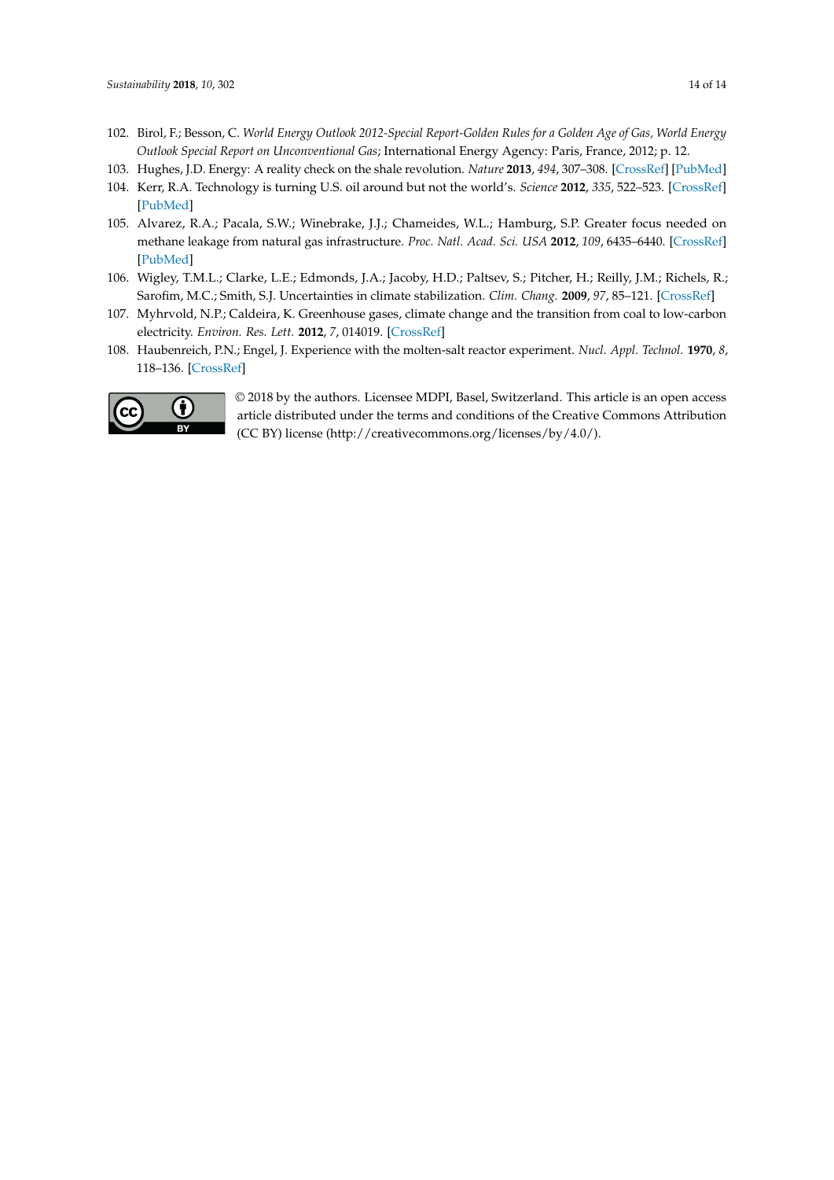102. Birol, F.; Besson, C. *World Energy Outlook 2012-Special Report-Golden Rules for a Golden Age of Gas, World Energy Outlook Special Report on Unconventional Gas*; International Energy Agency: Paris, France, 2012; p. 12.
103. Hughes, J.D. Energy: A reality check on the shale revolution. *Nature* **2013**, *494*, 307–308. [CrossRef] [PubMed]
104. Kerr, R.A. Technology is turning U.S. oil around but not the world's. *Science* **2012**, *335*, 522–523. [CrossRef] [PubMed]
105. Alvarez, R.A.; Pacala, S.W.; Winebrake, J.J.; Chameides, W.L.; Hamburg, S.P. Greater focus needed on methane leakage from natural gas infrastructure. *Proc. Natl. Acad. Sci. USA* **2012**, *109*, 6435–6440. [CrossRef] [PubMed]
106. Wigley, T.M.L.; Clarke, L.E.; Edmonds, J.A.; Jacoby, H.D.; Paltsev, S.; Pitcher, H.; Reilly, J.M.; Richels, R.; Sarofim, M.C.; Smith, S.J. Uncertainties in climate stabilization. *Clim. Chang.* **2009**, *97*, 85–121. [CrossRef]
107. Myhrvold, N.P.; Caldeira, K. Greenhouse gases, climate change and the transition from coal to low-carbon electricity. *Environ. Res. Lett.* **2012**, *7*, 014019. [CrossRef]
108. Haubenreich, P.N.; Engel, J. Experience with the molten-salt reactor experiment. *Nucl. Appl. Technol.* **1970**, *8*, 118–136. [CrossRef]

© 2018 by the authors. Licensee MDPI, Basel, Switzerland. This article is an open access article distributed under the terms and conditions of the Creative Commons Attribution (CC BY) license (http://creativecommons.org/licenses/by/4.0/).